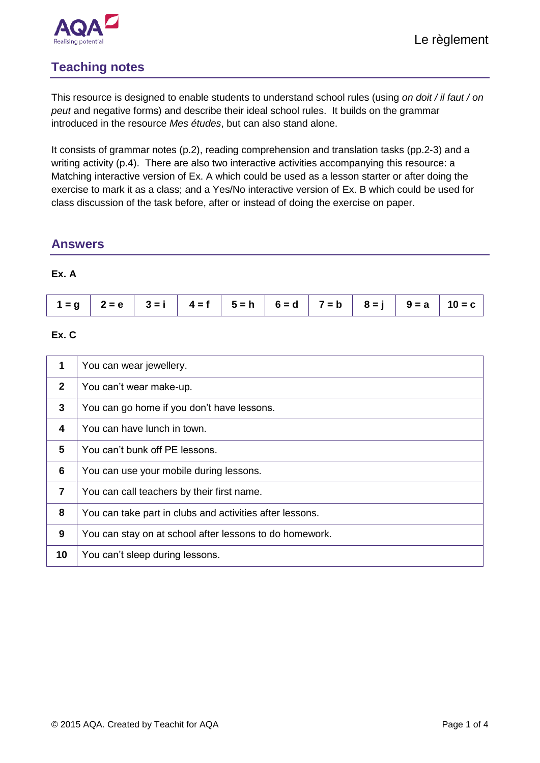Le règlement

## Teaching notes

This resource is designed to enable students to understand school rules (using *on doit / il faut / on peut* and negative forms) and describe their ideal school rules. It builds on the grammar introduced in the resource *Mes études*, but can also stand alone.

It consists of grammar notes (p.2), reading comprehension and translation tasks (pp.2-3) and a writing activity (p.4). There are also two interactive activities accompanying this resource: a Matching interactive version of Ex. A which could be used as a lesson starter or after doing the exercise to mark it as a class; and a Yes/No interactive version of Ex. B which could be used for class discussion of the task before, after or instead of doing the exercise on paper.

## Answers

**Ex. A**

| 1 = g | 2 = e | 3 = i | 4 = f | 5 = h | 6 = d | 7 = b | 8 = j | 9 = a | 10 = c |
|---|---|---|---|---|---|---|---|---|---|

**Ex. C**

| | |
|---|---|
| **1** | You can wear jewellery. |
| **2** | You can't wear make-up. |
| **3** | You can go home if you don't have lessons. |
| **4** | You can have lunch in town. |
| **5** | You can't bunk off PE lessons. |
| **6** | You can use your mobile during lessons. |
| **7** | You can call teachers by their first name. |
| **8** | You can take part in clubs and activities after lessons. |
| **9** | You can stay on at school after lessons to do homework. |
| **10** | You can't sleep during lessons. |

© 2015 AQA. Created by Teachit for AQA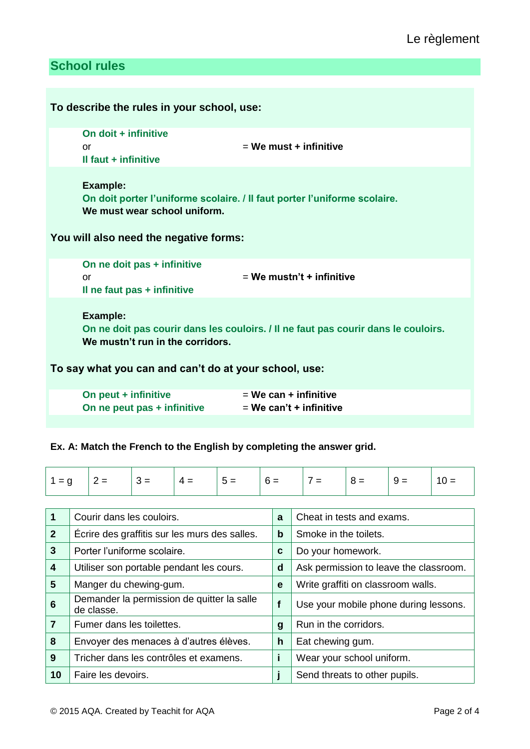## School rules

**To describe the rules in your school, use:**

**On doit + infinitive**
or  = **We must + infinitive**
**Il faut + infinitive**

**Example:**
**On doit porter l'uniforme scolaire. / Il faut porter l'uniforme scolaire.**
**We must wear school uniform.**

**You will also need the negative forms:**

**On ne doit pas + infinitive**
or  = **We mustn't + infinitive**
**Il ne faut pas + infinitive**

**Example:**
**On ne doit pas courir dans les couloirs. / Il ne faut pas courir dans le couloirs.**
**We mustn't run in the corridors.**

**To say what you can and can't do at your school, use:**

**On peut + infinitive** = **We can + infinitive**
**On ne peut pas + infinitive** = **We can't + infinitive**

**Ex. A: Match the French to the English by completing the answer grid.**

| 1 = g | 2 = | 3 = | 4 = | 5 = | 6 = | 7 = | 8 = | 9 = | 10 = |
|---|---|---|---|---|---|---|---|---|---|

| | | | |
|---|---|---|---|
| **1** | Courir dans les couloirs. | **a** | Cheat in tests and exams. |
| **2** | Écrire des graffitis sur les murs des salles. | **b** | Smoke in the toilets. |
| **3** | Porter l'uniforme scolaire. | **c** | Do your homework. |
| **4** | Utiliser son portable pendant les cours. | **d** | Ask permission to leave the classroom. |
| **5** | Manger du chewing-gum. | **e** | Write graffiti on classroom walls. |
| **6** | Demander la permission de quitter la salle de classe. | **f** | Use your mobile phone during lessons. |
| **7** | Fumer dans les toilettes. | **g** | Run in the corridors. |
| **8** | Envoyer des menaces à d'autres élèves. | **h** | Eat chewing gum. |
| **9** | Tricher dans les contrôles et examens. | **i** | Wear your school uniform. |
| **10** | Faire les devoirs. | **j** | Send threats to other pupils. |

© 2015 AQA. Created by Teachit for AQA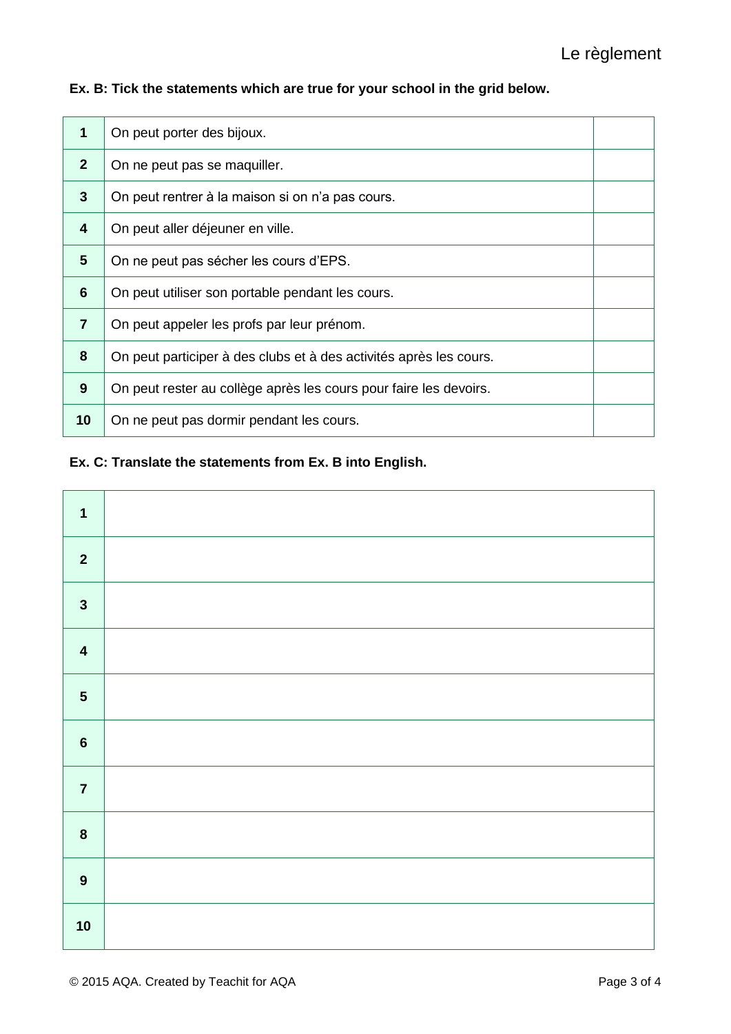**Ex. B: Tick the statements which are true for your school in the grid below.**

| | | |
|---|---|---|
| **1** | On peut porter des bijoux. | |
| **2** | On ne peut pas se maquiller. | |
| **3** | On peut rentrer à la maison si on n'a pas cours. | |
| **4** | On peut aller déjeuner en ville. | |
| **5** | On ne peut pas sécher les cours d'EPS. | |
| **6** | On peut utiliser son portable pendant les cours. | |
| **7** | On peut appeler les profs par leur prénom. | |
| **8** | On peut participer à des clubs et à des activités après les cours. | |
| **9** | On peut rester au collège après les cours pour faire les devoirs. | |
| **10** | On ne peut pas dormir pendant les cours. | |

**Ex. C: Translate the statements from Ex. B into English.**

| | |
|---|---|
| **1** | |
| **2** | |
| **3** | |
| **4** | |
| **5** | |
| **6** | |
| **7** | |
| **8** | |
| **9** | |
| **10** | |

© 2015 AQA. Created by Teachit for AQA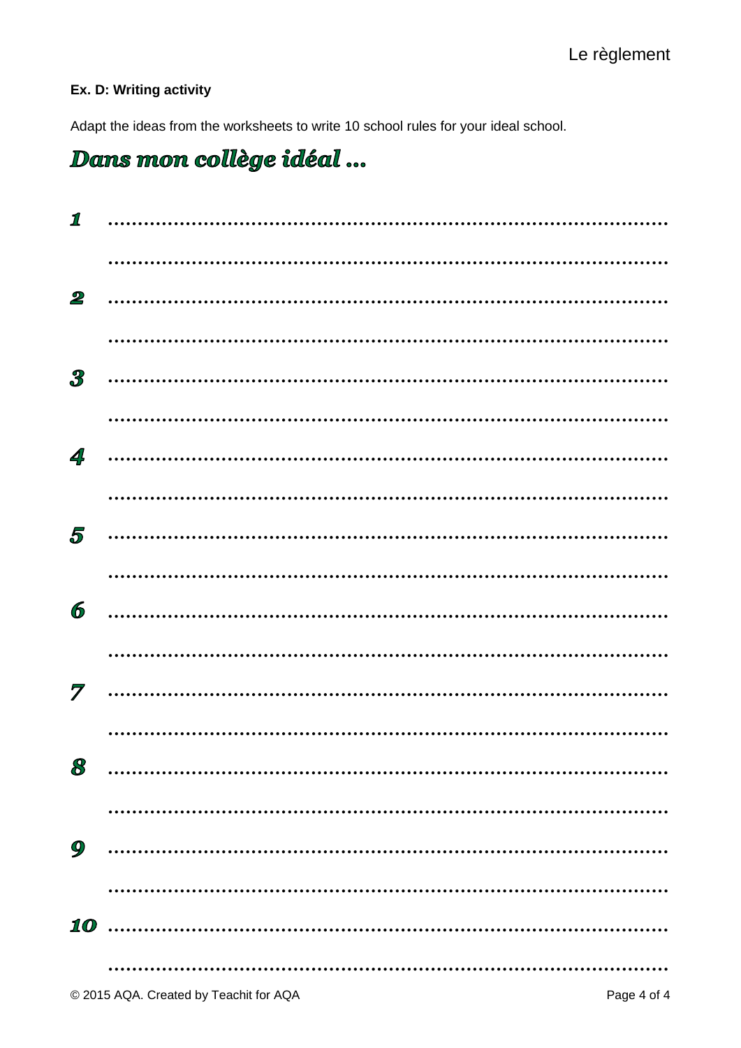**Ex. D: Writing activity**

Adapt the ideas from the worksheets to write 10 school rules for your ideal school.

## *Dans mon collège idéal …*

**1** ……………………………………………………………………………………

……………………………………………………………………………………

**2** ……………………………………………………………………………………

……………………………………………………………………………………

**3** ……………………………………………………………………………………

……………………………………………………………………………………

**4** ……………………………………………………………………………………

……………………………………………………………………………………

**5** ……………………………………………………………………………………

……………………………………………………………………………………

**6** ……………………………………………………………………………………

……………………………………………………………………………………

**7** ……………………………………………………………………………………

……………………………………………………………………………………

**8** ……………………………………………………………………………………

……………………………………………………………………………………

**9** ……………………………………………………………………………………

……………………………………………………………………………………

**10** ……………………………………………………………………………………

……………………………………………………………………………………